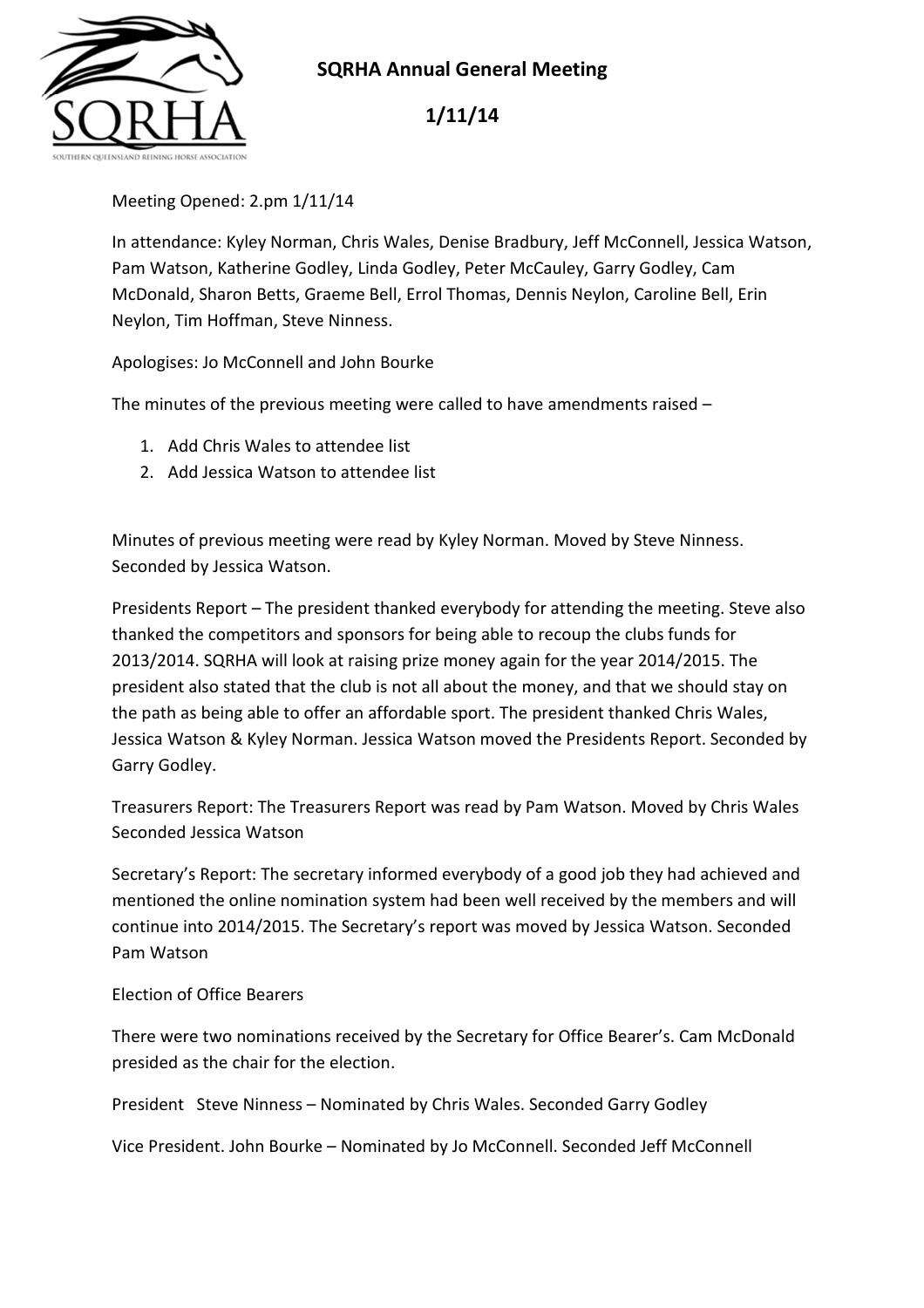SOUTHERN QUEENSLAND REINING HORSE ASSOCIATION

# SQRHA Annual General Meeting

## 1/11/14

Meeting Opened: 2.pm 1/11/14

In attendance: Kyley Norman, Chris Wales, Denise Bradbury, Jeff McConnell, Jessica Watson, Pam Watson, Katherine Godley, Linda Godley, Peter McCauley, Garry Godley, Cam McDonald, Sharon Betts, Graeme Bell, Errol Thomas, Dennis Neylon, Caroline Bell, Erin Neylon, Tim Hoffman, Steve Ninness.

Apologises: Jo McConnell and John Bourke

The minutes of the previous meeting were called to have amendments raised –

1. Add Chris Wales to attendee list
2. Add Jessica Watson to attendee list

Minutes of previous meeting were read by Kyley Norman. Moved by Steve Ninness. Seconded by Jessica Watson.

Presidents Report – The president thanked everybody for attending the meeting. Steve also thanked the competitors and sponsors for being able to recoup the clubs funds for 2013/2014. SQRHA will look at raising prize money again for the year 2014/2015. The president also stated that the club is not all about the money, and that we should stay on the path as being able to offer an affordable sport. The president thanked Chris Wales, Jessica Watson & Kyley Norman. Jessica Watson moved the Presidents Report. Seconded by Garry Godley.

Treasurers Report: The Treasurers Report was read by Pam Watson. Moved by Chris Wales Seconded Jessica Watson

Secretary's Report: The secretary informed everybody of a good job they had achieved and mentioned the online nomination system had been well received by the members and will continue into 2014/2015. The Secretary's report was moved by Jessica Watson. Seconded Pam Watson

Election of Office Bearers

There were two nominations received by the Secretary for Office Bearer's. Cam McDonald presided as the chair for the election.

President Steve Ninness – Nominated by Chris Wales. Seconded Garry Godley

Vice President. John Bourke – Nominated by Jo McConnell. Seconded Jeff McConnell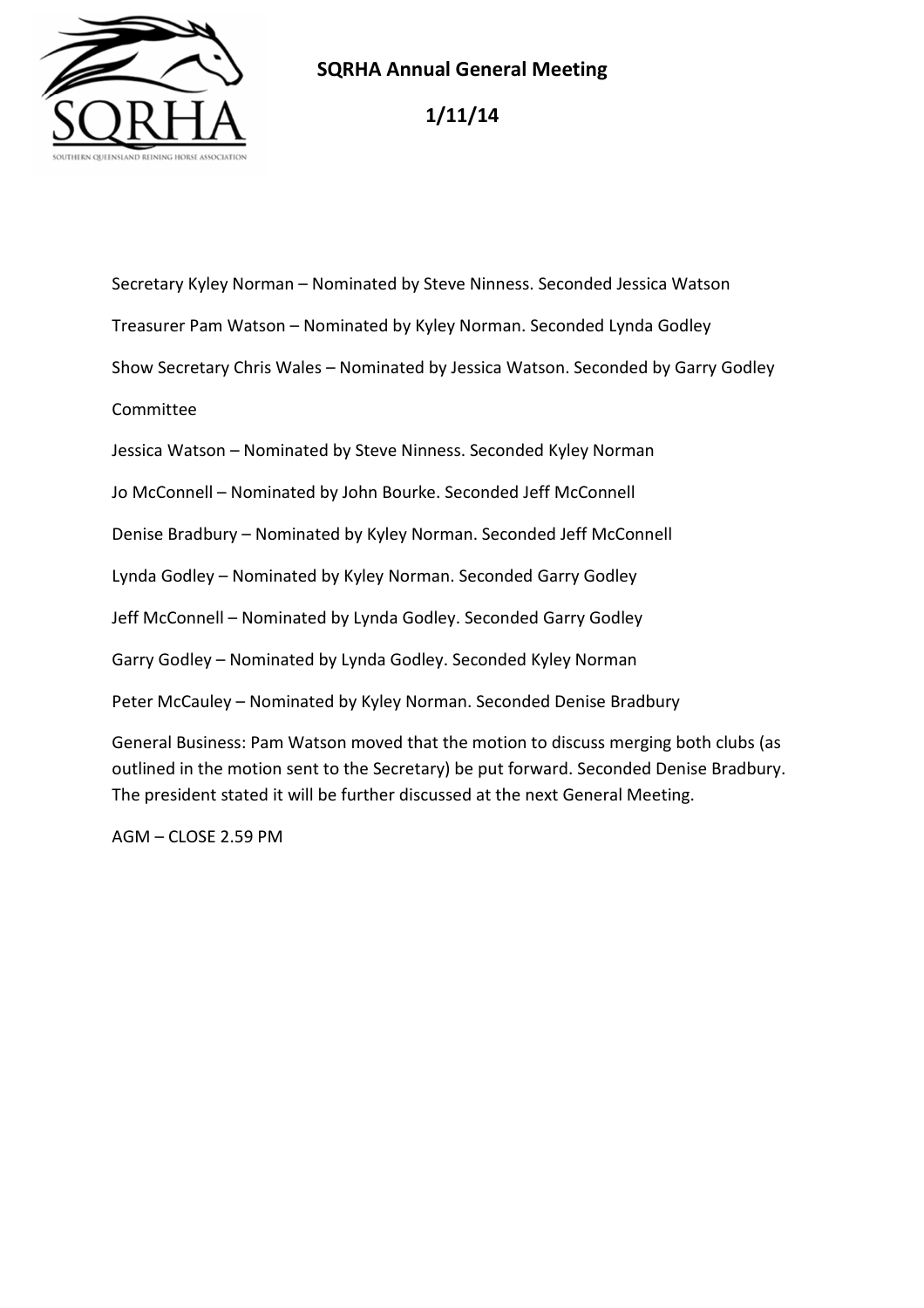# SQRHA Annual General Meeting

## 1/11/14

Secretary Kyley Norman – Nominated by Steve Ninness. Seconded Jessica Watson

Treasurer Pam Watson – Nominated by Kyley Norman. Seconded Lynda Godley

Show Secretary Chris Wales – Nominated by Jessica Watson. Seconded by Garry Godley

Committee

Jessica Watson – Nominated by Steve Ninness. Seconded Kyley Norman

Jo McConnell – Nominated by John Bourke. Seconded Jeff McConnell

Denise Bradbury – Nominated by Kyley Norman. Seconded Jeff McConnell

Lynda Godley – Nominated by Kyley Norman. Seconded Garry Godley

Jeff McConnell – Nominated by Lynda Godley. Seconded Garry Godley

Garry Godley – Nominated by Lynda Godley. Seconded Kyley Norman

Peter McCauley – Nominated by Kyley Norman. Seconded Denise Bradbury

General Business: Pam Watson moved that the motion to discuss merging both clubs (as outlined in the motion sent to the Secretary) be put forward. Seconded Denise Bradbury. The president stated it will be further discussed at the next General Meeting.

AGM – CLOSE 2.59 PM